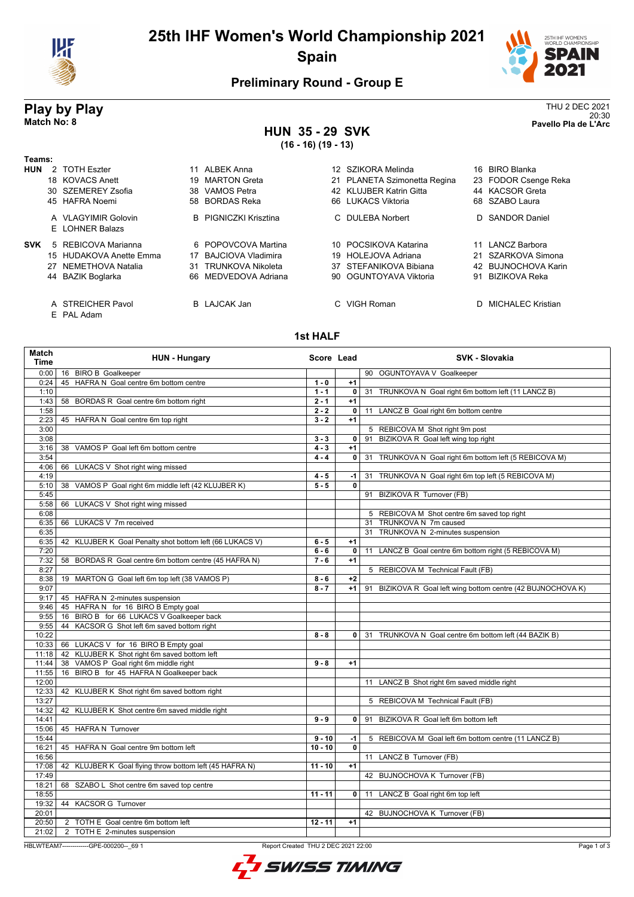# 25th IHF Women's World Championship 2021

## Spain

### Preliminary Round - Group E

## Play by Play

**Match No: 8**

THU 2 DEC 2021
20:30
**Pavello Pla de L'Arc**

### HUN 35 - 29 SVK

**(16 - 16) (19 - 13)**

**Teams:**

**HUN**
2 TOTH Eszter, 11 ALBEK Anna, 12 SZIKORA Melinda, 16 BIRO Blanka
18 KOVACS Anett, 19 MARTON Greta, 21 PLANETA Szimonetta Regina, 23 FODOR Csenge Reka
30 SZEMEREY Zsofia, 38 VAMOS Petra, 42 KLUJBER Katrin Gitta, 44 KACSOR Greta
45 HAFRA Noemi, 58 BORDAS Reka, 66 LUKACS Viktoria, 68 SZABO Laura

A VLAGYIMIR Golovin, B PIGNICZKI Krisztina, C DULEBA Norbert, D SANDOR Daniel
E LOHNER Balazs

**SVK**
5 REBICOVA Marianna, 6 POPOVCOVA Martina, 10 POCSIKOVA Katarina, 11 LANCZ Barbora
15 HUDAKOVA Anette Emma, 17 BAJCIOVA Vladimira, 19 HOLEJOVA Adriana, 21 SZARKOVA Simona
27 NEMETHOVA Natalia, 31 TRUNKOVA Nikoleta, 37 STEFANIKOVA Bibiana, 42 BUJNOCHOVA Karin
44 BAZIK Boglarka, 66 MEDVEDOVA Adriana, 90 OGUNTOYAVA Viktoria, 91 BIZIKOVA Reka

A STREICHER Pavol, B LAJCAK Jan, C VIGH Roman, D MICHALEC Kristian
E PAL Adam

### 1st HALF

| Match Time | HUN - Hungary | Score | Lead | SVK - Slovakia |
|---|---|---|---|---|
| 0:00 | 16 BIRO B Goalkeeper | | | 90 OGUNTOYAVA V Goalkeeper |
| 0:24 | 45 HAFRA N Goal centre 6m bottom centre | 1 - 0 | +1 | |
| 1:10 | | 1 - 1 | 0 | 31 TRUNKOVA N Goal right 6m bottom left (11 LANCZ B) |
| 1:43 | 58 BORDAS R Goal centre 6m bottom right | 2 - 1 | +1 | |
| 1:58 | | 2 - 2 | 0 | 11 LANCZ B Goal right 6m bottom centre |
| 2:23 | 45 HAFRA N Goal centre 6m top right | 3 - 2 | +1 | |
| 3:00 | | | | 5 REBICOVA M Shot right 9m post |
| 3:08 | | 3 - 3 | 0 | 91 BIZIKOVA R Goal left wing top right |
| 3:16 | 38 VAMOS P Goal left 6m bottom centre | 4 - 3 | +1 | |
| 3:54 | | 4 - 4 | 0 | 31 TRUNKOVA N Goal right 6m bottom left (5 REBICOVA M) |
| 4:06 | 66 LUKACS V Shot right wing missed | | | |
| 4:19 | | 4 - 5 | -1 | 31 TRUNKOVA N Goal right 6m top left (5 REBICOVA M) |
| 5:10 | 38 VAMOS P Goal right 6m middle left (42 KLUJBER K) | 5 - 5 | 0 | |
| 5:45 | | | | 91 BIZIKOVA R Turnover (FB) |
| 5:58 | 66 LUKACS V Shot right wing missed | | | |
| 6:08 | | | | 5 REBICOVA M Shot centre 6m saved top right |
| 6:35 | 66 LUKACS V 7m received | | | 31 TRUNKOVA N 7m caused |
| 6:35 | | | | 31 TRUNKOVA N 2-minutes suspension |
| 6:35 | 42 KLUJBER K Goal Penalty shot bottom left (66 LUKACS V) | 6 - 5 | +1 | |
| 7:20 | | 6 - 6 | 0 | 11 LANCZ B Goal centre 6m bottom right (5 REBICOVA M) |
| 7:32 | 58 BORDAS R Goal centre 6m bottom centre (45 HAFRA N) | 7 - 6 | +1 | |
| 8:27 | | | | 5 REBICOVA M Technical Fault (FB) |
| 8:38 | 19 MARTON G Goal left 6m top left (38 VAMOS P) | 8 - 6 | +2 | |
| 9:07 | | 8 - 7 | +1 | 91 BIZIKOVA R Goal left wing bottom centre (42 BUJNOCHOVA K) |
| 9:17 | 45 HAFRA N 2-minutes suspension | | | |
| 9:46 | 45 HAFRA N for 16 BIRO B Empty goal | | | |
| 9:55 | 16 BIRO B for 66 LUKACS V Goalkeeper back | | | |
| 9:55 | 44 KACSOR G Shot left 6m saved bottom right | | | |
| 10:22 | | 8 - 8 | 0 | 31 TRUNKOVA N Goal centre 6m bottom left (44 BAZIK B) |
| 10:33 | 66 LUKACS V for 16 BIRO B Empty goal | | | |
| 11:18 | 42 KLUJBER K Shot right 6m saved bottom left | | | |
| 11:44 | 38 VAMOS P Goal right 6m middle right | 9 - 8 | +1 | |
| 11:55 | 16 BIRO B for 45 HAFRA N Goalkeeper back | | | |
| 12:00 | | | | 11 LANCZ B Shot right 6m saved middle right |
| 12:33 | 42 KLUJBER K Shot right 6m saved bottom right | | | |
| 13:27 | | | | 5 REBICOVA M Technical Fault (FB) |
| 14:32 | 42 KLUJBER K Shot centre 6m saved middle right | | | |
| 14:41 | | 9 - 9 | 0 | 91 BIZIKOVA R Goal left 6m bottom left |
| 15:06 | 45 HAFRA N Turnover | | | |
| 15:44 | | 9 - 10 | -1 | 5 REBICOVA M Goal left 6m bottom centre (11 LANCZ B) |
| 16:21 | 45 HAFRA N Goal centre 9m bottom left | 10 - 10 | 0 | |
| 16:56 | | | | 11 LANCZ B Turnover (FB) |
| 17:08 | 42 KLUJBER K Goal flying throw bottom left (45 HAFRA N) | 11 - 10 | +1 | |
| 17:49 | | | | 42 BUJNOCHOVA K Turnover (FB) |
| 18:21 | 68 SZABO L Shot centre 6m saved top centre | | | |
| 18:55 | | 11 - 11 | 0 | 11 LANCZ B Goal right 6m top left |
| 19:32 | 44 KACSOR G Turnover | | | |
| 20:01 | | | | 42 BUJNOCHOVA K Turnover (FB) |
| 20:50 | 2 TOTH E Goal centre 6m bottom left | 12 - 11 | +1 | |
| 21:02 | 2 TOTH E 2-minutes suspension | | | |

HBLWTEAM7-------------GPE-000200--_69 1    Report Created THU 2 DEC 2021 22:00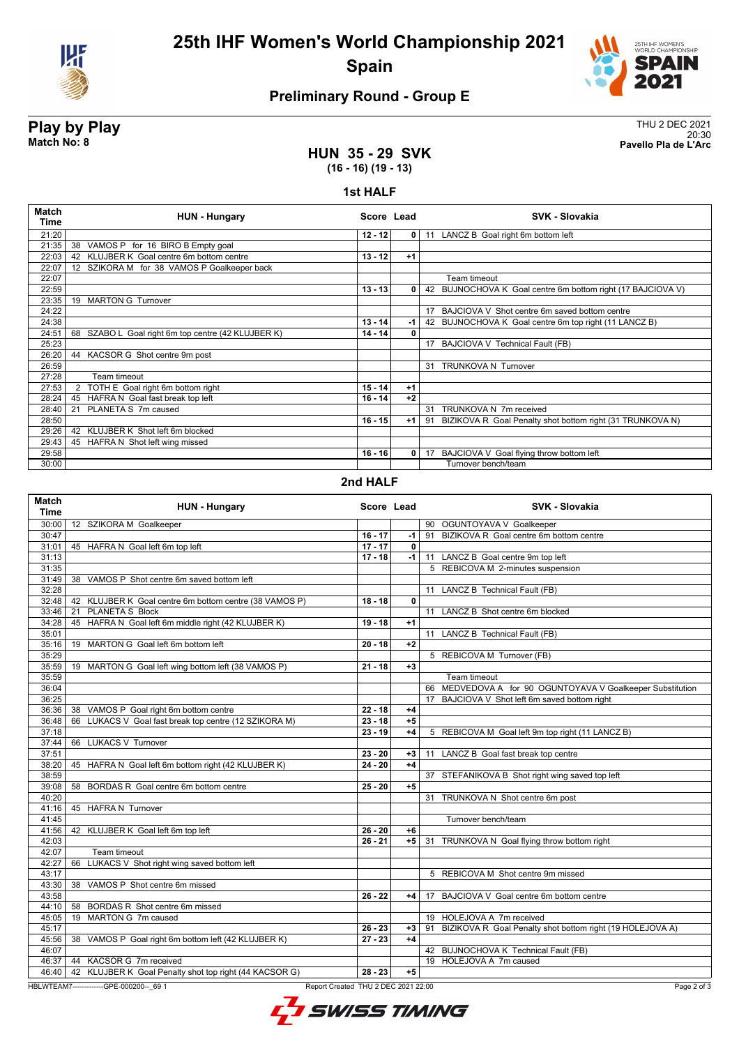# 25th IHF Women's World Championship 2021
## Spain

### Preliminary Round - Group E

**Play by Play**
**Match No: 8**

THU 2 DEC 2021
20:30
**Pavello Pla de L'Arc**

## HUN 35 - 29 SVK
**(16 - 16) (19 - 13)**

### 1st HALF

| Match Time | HUN - Hungary | Score | Lead | SVK - Slovakia |
|---|---|---|---|---|
| 21:20 | | 12 - 12 | 0 | 11 LANCZ B Goal right 6m bottom left |
| 21:35 | 38 VAMOS P for 16 BIRO B Empty goal | | | |
| 22:03 | 42 KLUJBER K Goal centre 6m bottom centre | 13 - 12 | +1 | |
| 22:07 | 12 SZIKORA M for 38 VAMOS P Goalkeeper back | | | |
| 22:07 | | | | Team timeout |
| 22:59 | | 13 - 13 | 0 | 42 BUJNOCHOVA K Goal centre 6m bottom right (17 BAJCIOVA V) |
| 23:35 | 19 MARTON G Turnover | | | |
| 24:22 | | | | 17 BAJCIOVA V Shot centre 6m saved bottom centre |
| 24:38 | | 13 - 14 | -1 | 42 BUJNOCHOVA K Goal centre 6m top right (11 LANCZ B) |
| 24:51 | 68 SZABO L Goal right 6m top centre (42 KLUJBER K) | 14 - 14 | 0 | |
| 25:23 | | | | 17 BAJCIOVA V Technical Fault (FB) |
| 26:20 | 44 KACSOR G Shot centre 9m post | | | |
| 26:59 | | | | 31 TRUNKOVA N Turnover |
| 27:28 | Team timeout | | | |
| 27:53 | 2 TOTH E Goal right 6m bottom right | 15 - 14 | +1 | |
| 28:24 | 45 HAFRA N Goal fast break top left | 16 - 14 | +2 | |
| 28:40 | 21 PLANETA S 7m caused | | | 31 TRUNKOVA N 7m received |
| 28:50 | | 16 - 15 | +1 | 91 BIZIKOVA R Goal Penalty shot bottom right (31 TRUNKOVA N) |
| 29:26 | 42 KLUJBER K Shot left 6m blocked | | | |
| 29:43 | 45 HAFRA N Shot left wing missed | | | |
| 29:58 | | 16 - 16 | 0 | 17 BAJCIOVA V Goal flying throw bottom left |
| 30:00 | | | | Turnover bench/team |

### 2nd HALF

| Match Time | HUN - Hungary | Score | Lead | SVK - Slovakia |
|---|---|---|---|---|
| 30:00 | 12 SZIKORA M Goalkeeper | | | 90 OGUNTOYAVA V Goalkeeper |
| 30:47 | | 16 - 17 | -1 | 91 BIZIKOVA R Goal centre 6m bottom centre |
| 31:01 | 45 HAFRA N Goal left 6m top left | 17 - 17 | 0 | |
| 31:13 | | 17 - 18 | -1 | 11 LANCZ B Goal centre 9m top left |
| 31:35 | | | | 5 REBICOVA M 2-minutes suspension |
| 31:49 | 38 VAMOS P Shot centre 6m saved bottom left | | | |
| 32:28 | | | | 11 LANCZ B Technical Fault (FB) |
| 32:48 | 42 KLUJBER K Goal centre 6m bottom centre (38 VAMOS P) | 18 - 18 | 0 | |
| 33:46 | 21 PLANETA S Block | | | 11 LANCZ B Shot centre 6m blocked |
| 34:28 | 45 HAFRA N Goal left 6m middle right (42 KLUJBER K) | 19 - 18 | +1 | |
| 35:01 | | | | 11 LANCZ B Technical Fault (FB) |
| 35:16 | 19 MARTON G Goal left 6m bottom left | 20 - 18 | +2 | |
| 35:29 | | | | 5 REBICOVA M Turnover (FB) |
| 35:59 | 19 MARTON G Goal left wing bottom left (38 VAMOS P) | 21 - 18 | +3 | |
| 35:59 | | | | Team timeout |
| 36:04 | | | | 66 MEDVEDOVA A for 90 OGUNTOYAVA V Goalkeeper Substitution |
| 36:25 | | | | 17 BAJCIOVA V Shot left 6m saved bottom right |
| 36:36 | 38 VAMOS P Goal right 6m bottom centre | 22 - 18 | +4 | |
| 36:48 | 66 LUKACS V Goal fast break top centre (12 SZIKORA M) | 23 - 18 | +5 | |
| 37:18 | | 23 - 19 | +4 | 5 REBICOVA M Goal left 9m top right (11 LANCZ B) |
| 37:44 | 66 LUKACS V Turnover | | | |
| 37:51 | | 23 - 20 | +3 | 11 LANCZ B Goal fast break top centre |
| 38:20 | 45 HAFRA N Goal left 6m bottom right (42 KLUJBER K) | 24 - 20 | +4 | |
| 38:59 | | | | 37 STEFANIKOVA B Shot right wing saved top left |
| 39:08 | 58 BORDAS R Goal centre 6m bottom centre | 25 - 20 | +5 | |
| 40:20 | | | | 31 TRUNKOVA N Shot centre 6m post |
| 41:16 | 45 HAFRA N Turnover | | | |
| 41:45 | | | | Turnover bench/team |
| 41:56 | 42 KLUJBER K Goal left 6m top left | 26 - 20 | +6 | |
| 42:03 | | 26 - 21 | +5 | 31 TRUNKOVA N Goal flying throw bottom right |
| 42:07 | Team timeout | | | |
| 42:27 | 66 LUKACS V Shot right wing saved bottom left | | | |
| 43:17 | | | | 5 REBICOVA M Shot centre 9m missed |
| 43:30 | 38 VAMOS P Shot centre 6m missed | | | |
| 43:58 | | 26 - 22 | +4 | 17 BAJCIOVA V Goal centre 6m bottom centre |
| 44:10 | 58 BORDAS R Shot centre 6m missed | | | |
| 45:05 | 19 MARTON G 7m caused | | | 19 HOLEJOVA A 7m received |
| 45:17 | | 26 - 23 | +3 | 91 BIZIKOVA R Goal Penalty shot bottom right (19 HOLEJOVA A) |
| 45:56 | 38 VAMOS P Goal right 6m bottom left (42 KLUJBER K) | 27 - 23 | +4 | |
| 46:07 | | | | 42 BUJNOCHOVA K Technical Fault (FB) |
| 46:37 | 44 KACSOR G 7m received | | | 19 HOLEJOVA A 7m caused |
| 46:40 | 42 KLUJBER K Goal Penalty shot top right (44 KACSOR G) | 28 - 23 | +5 | |

HBLWTEAM7-------------GPE-000200--_69 1 Report Created THU 2 DEC 2021 22:00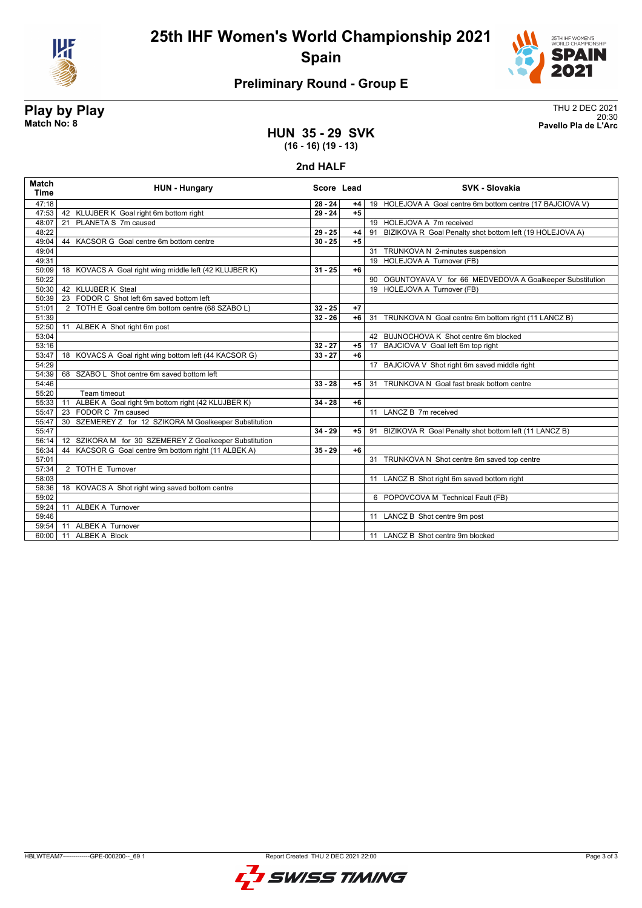# 25th IHF Women's World Championship 2021

## Spain

### Preliminary Round - Group E

**Play by Play**
**Match No: 8**

THU 2 DEC 2021
20:30
**Pavello Pla de L'Arc**

## HUN 35 - 29 SVK

**(16 - 16) (19 - 13)**

### 2nd HALF

| Match Time | HUN - Hungary | Score | Lead | SVK - Slovakia |
|---|---|---|---|---|
| 47:18 | | 28 - 24 | +4 | 19 HOLEJOVA A Goal centre 6m bottom centre (17 BAJCIOVA V) |
| 47:53 | 42 KLUJBER K Goal right 6m bottom right | 29 - 24 | +5 | |
| 48:07 | 21 PLANETA S 7m caused | | | 19 HOLEJOVA A 7m received |
| 48:22 | | 29 - 25 | +4 | 91 BIZIKOVA R Goal Penalty shot bottom left (19 HOLEJOVA A) |
| 49:04 | 44 KACSOR G Goal centre 6m bottom centre | 30 - 25 | +5 | |
| 49:04 | | | | 31 TRUNKOVA N 2-minutes suspension |
| 49:31 | | | | 19 HOLEJOVA A Turnover (FB) |
| 50:09 | 18 KOVACS A Goal right wing middle left (42 KLUJBER K) | 31 - 25 | +6 | |
| 50:22 | | | | 90 OGUNTOYAVA V for 66 MEDVEDOVA A Goalkeeper Substitution |
| 50:30 | 42 KLUJBER K Steal | | | 19 HOLEJOVA A Turnover (FB) |
| 50:39 | 23 FODOR C Shot left 6m saved bottom left | | | |
| 51:01 | 2 TOTH E Goal centre 6m bottom centre (68 SZABO L) | 32 - 25 | +7 | |
| 51:39 | | 32 - 26 | +6 | 31 TRUNKOVA N Goal centre 6m bottom right (11 LANCZ B) |
| 52:50 | 11 ALBEK A Shot right 6m post | | | |
| 53:04 | | | | 42 BUJNOCHOVA K Shot centre 6m blocked |
| 53:16 | | 32 - 27 | +5 | 17 BAJCIOVA V Goal left 6m top right |
| 53:47 | 18 KOVACS A Goal right wing bottom left (44 KACSOR G) | 33 - 27 | +6 | |
| 54:29 | | | | 17 BAJCIOVA V Shot right 6m saved middle right |
| 54:39 | 68 SZABO L Shot centre 6m saved bottom left | | | |
| 54:46 | | 33 - 28 | +5 | 31 TRUNKOVA N Goal fast break bottom centre |
| 55:20 | Team timeout | | | |
| 55:33 | 11 ALBEK A Goal right 9m bottom right (42 KLUJBER K) | 34 - 28 | +6 | |
| 55:47 | 23 FODOR C 7m caused | | | 11 LANCZ B 7m received |
| 55:47 | 30 SZEMEREY Z for 12 SZIKORA M Goalkeeper Substitution | | | |
| 55:47 | | 34 - 29 | +5 | 91 BIZIKOVA R Goal Penalty shot bottom left (11 LANCZ B) |
| 56:14 | 12 SZIKORA M for 30 SZEMEREY Z Goalkeeper Substitution | | | |
| 56:34 | 44 KACSOR G Goal centre 9m bottom right (11 ALBEK A) | 35 - 29 | +6 | |
| 57:01 | | | | 31 TRUNKOVA N Shot centre 6m saved top centre |
| 57:34 | 2 TOTH E Turnover | | | |
| 58:03 | | | | 11 LANCZ B Shot right 6m saved bottom right |
| 58:36 | 18 KOVACS A Shot right wing saved bottom centre | | | |
| 59:02 | | | | 6 POPOVCOVA M Technical Fault (FB) |
| 59:24 | 11 ALBEK A Turnover | | | |
| 59:46 | | | | 11 LANCZ B Shot centre 9m post |
| 59:54 | 11 ALBEK A Turnover | | | |
| 60:00 | 11 ALBEK A Block | | | 11 LANCZ B Shot centre 9m blocked |

HBLWTEAM7--------------GPE-000200--_69 1 Report Created THU 2 DEC 2021 22:00